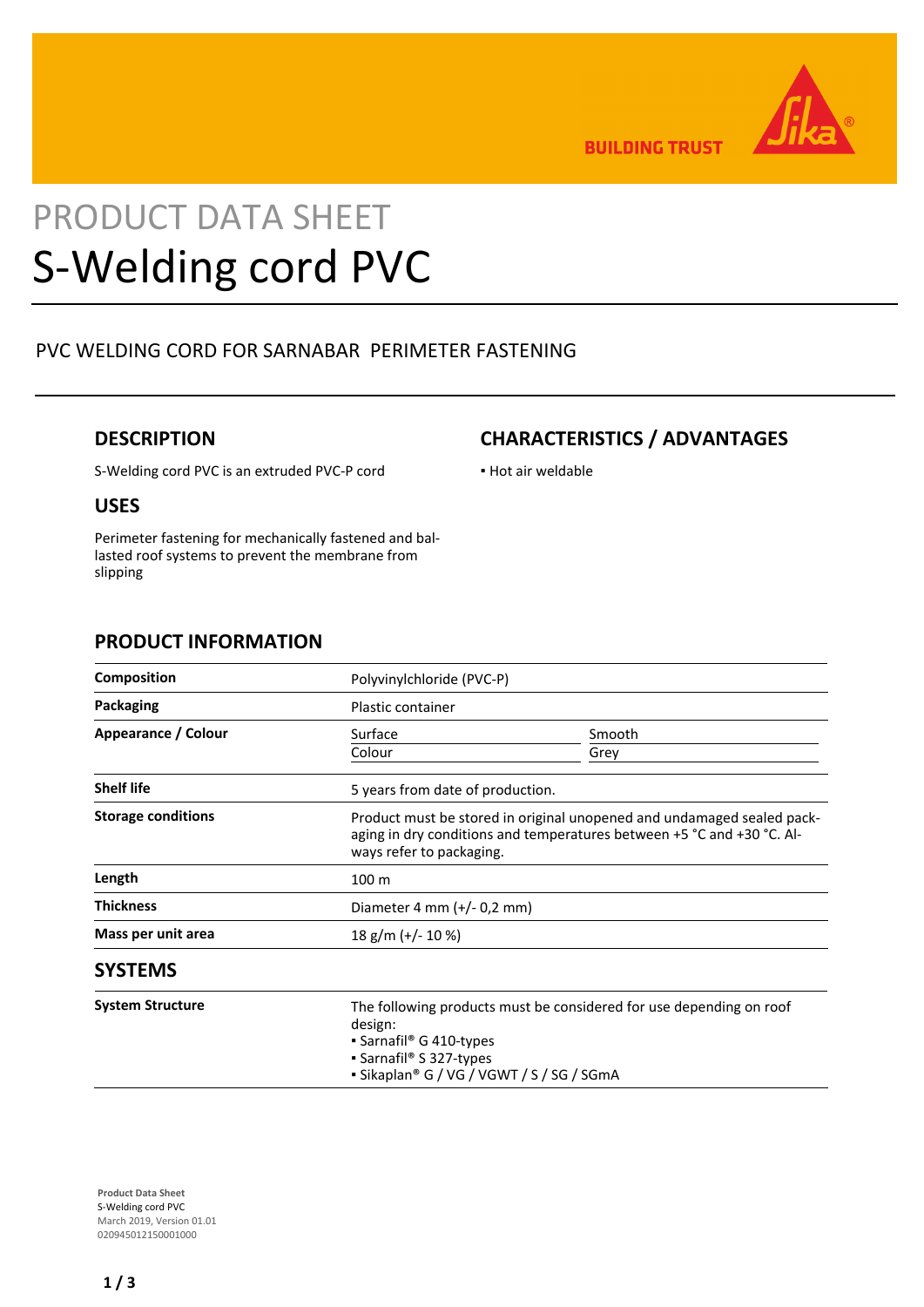BUILDING TRUST

# PRODUCT DATA SHEET

# S-Welding cord PVC

PVC WELDING CORD FOR SARNABAR PERIMETER FASTENING

## DESCRIPTION

S-Welding cord PVC is an extruded PVC-P cord

## USES

Perimeter fastening for mechanically fastened and ballasted roof systems to prevent the membrane from slipping

## CHARACTERISTICS / ADVANTAGES

- Hot air weldable

## PRODUCT INFORMATION

| | | |
|---|---|---|
| **Composition** | Polyvinylchloride (PVC-P) | |
| **Packaging** | Plastic container | |
| **Appearance / Colour** | Surface | Smooth |
| | Colour | Grey |
| **Shelf life** | 5 years from date of production. | |
| **Storage conditions** | Product must be stored in original unopened and undamaged sealed packaging in dry conditions and temperatures between +5 °C and +30 °C. Always refer to packaging. | |
| **Length** | 100 m | |
| **Thickness** | Diameter 4 mm (+/- 0,2 mm) | |
| **Mass per unit area** | 18 g/m (+/- 10 %) | |

## SYSTEMS

| | |
|---|---|
| **System Structure** | The following products must be considered for use depending on roof design:<br>▪ Sarnafil® G 410-types<br>▪ Sarnafil® S 327-types<br>▪ Sikaplan® G / VG / VGWT / S / SG / SGmA |

**Product Data Sheet**
S-Welding cord PVC
March 2019, Version 01.01
020945012150001000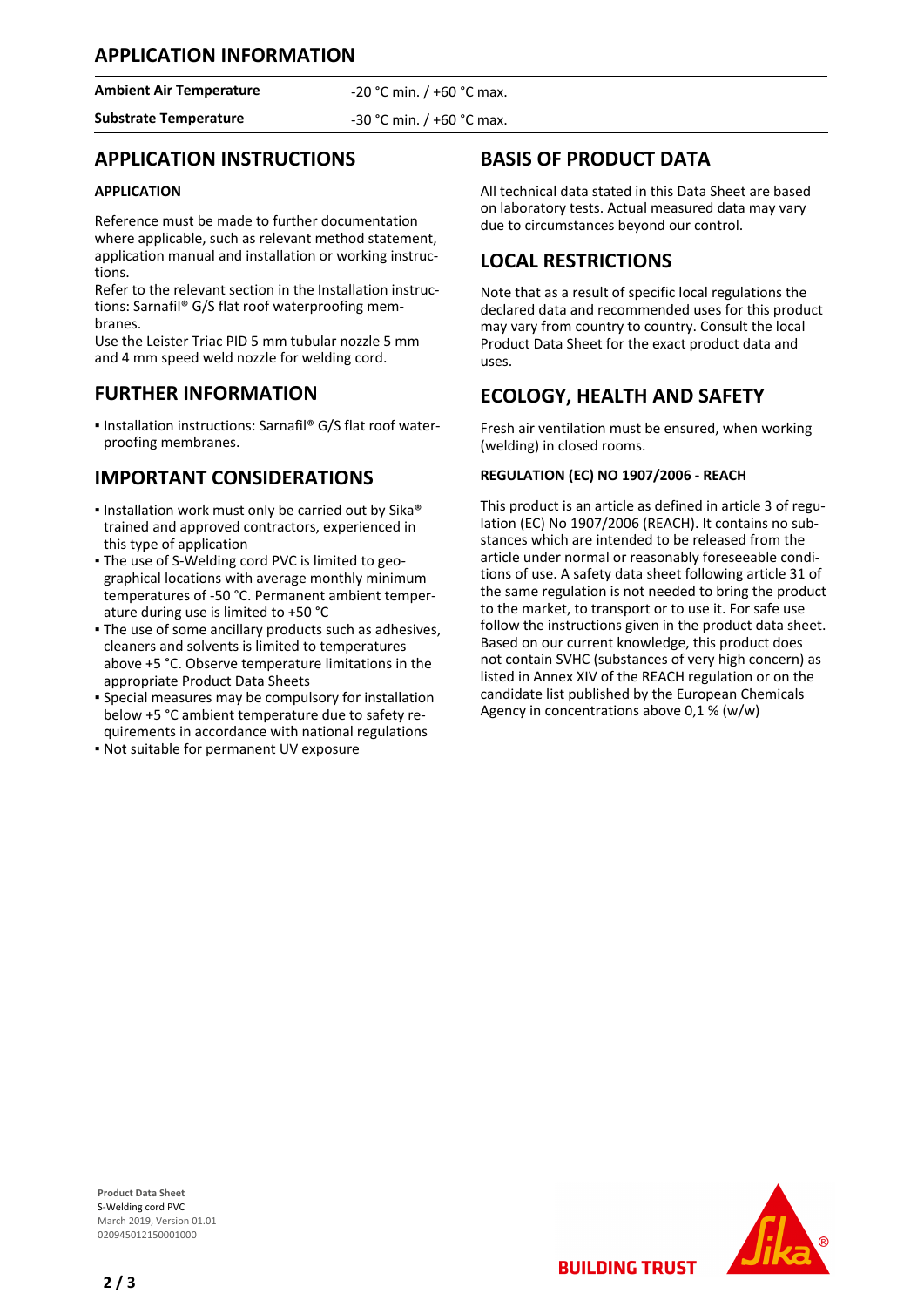## APPLICATION INFORMATION

| | |
|---|---|
| **Ambient Air Temperature** | -20 °C min. / +60 °C max. |
| **Substrate Temperature** | -30 °C min. / +60 °C max. |

## APPLICATION INSTRUCTIONS

### APPLICATION

Reference must be made to further documentation where applicable, such as relevant method statement, application manual and installation or working instructions.
Refer to the relevant section in the Installation instructions: Sarnafil® G/S flat roof waterproofing membranes.
Use the Leister Triac PID 5 mm tubular nozzle 5 mm and 4 mm speed weld nozzle for welding cord.

## FURTHER INFORMATION

- Installation instructions: Sarnafil® G/S flat roof waterproofing membranes.

## IMPORTANT CONSIDERATIONS

- Installation work must only be carried out by Sika® trained and approved contractors, experienced in this type of application
- The use of S-Welding cord PVC is limited to geographical locations with average monthly minimum temperatures of -50 °C. Permanent ambient temperature during use is limited to +50 °C
- The use of some ancillary products such as adhesives, cleaners and solvents is limited to temperatures above +5 °C. Observe temperature limitations in the appropriate Product Data Sheets
- Special measures may be compulsory for installation below +5 °C ambient temperature due to safety requirements in accordance with national regulations
- Not suitable for permanent UV exposure

## BASIS OF PRODUCT DATA

All technical data stated in this Data Sheet are based on laboratory tests. Actual measured data may vary due to circumstances beyond our control.

## LOCAL RESTRICTIONS

Note that as a result of specific local regulations the declared data and recommended uses for this product may vary from country to country. Consult the local Product Data Sheet for the exact product data and uses.

## ECOLOGY, HEALTH AND SAFETY

Fresh air ventilation must be ensured, when working (welding) in closed rooms.

### REGULATION (EC) NO 1907/2006 - REACH

This product is an article as defined in article 3 of regulation (EC) No 1907/2006 (REACH). It contains no substances which are intended to be released from the article under normal or reasonably foreseeable conditions of use. A safety data sheet following article 31 of the same regulation is not needed to bring the product to the market, to transport or to use it. For safe use follow the instructions given in the product data sheet. Based on our current knowledge, this product does not contain SVHC (substances of very high concern) as listed in Annex XIV of the REACH regulation or on the candidate list published by the European Chemicals Agency in concentrations above 0,1 % (w/w)

**Product Data Sheet**
S-Welding cord PVC
March 2019, Version 01.01
020945012150001000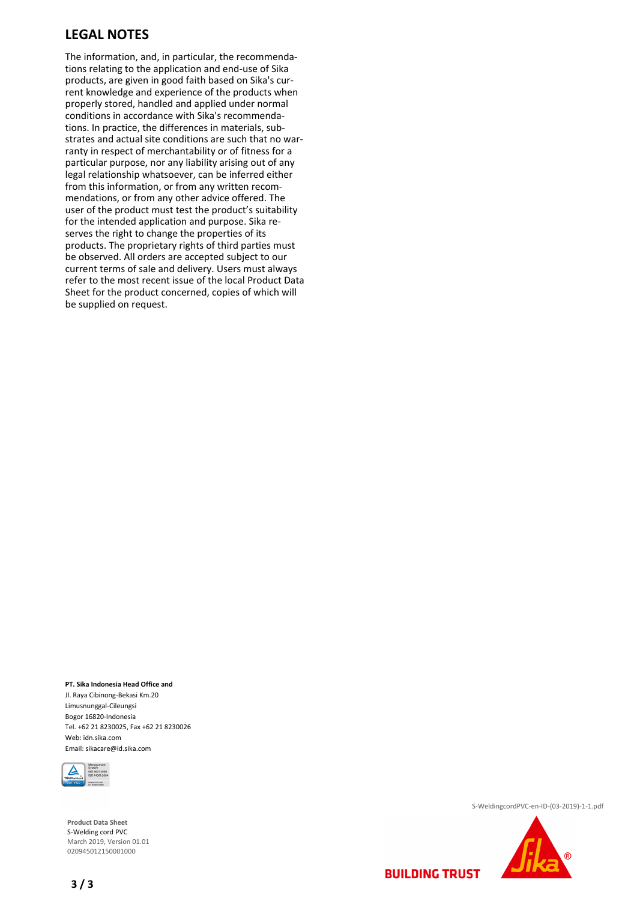## LEGAL NOTES

The information, and, in particular, the recommendations relating to the application and end-use of Sika products, are given in good faith based on Sika's current knowledge and experience of the products when properly stored, handled and applied under normal conditions in accordance with Sika's recommendations. In practice, the differences in materials, substrates and actual site conditions are such that no warranty in respect of merchantability or of fitness for a particular purpose, nor any liability arising out of any legal relationship whatsoever, can be inferred either from this information, or from any written recommendations, or from any other advice offered. The user of the product must test the product's suitability for the intended application and purpose. Sika reserves the right to change the properties of its products. The proprietary rights of third parties must be observed. All orders are accepted subject to our current terms of sale and delivery. Users must always refer to the most recent issue of the local Product Data Sheet for the product concerned, copies of which will be supplied on request.

**PT. Sika Indonesia Head Office and**
Jl. Raya Cibinong-Bekasi Km.20
Limusnunggal-Cileungsi
Bogor 16820-Indonesia
Tel. +62 21 8230025, Fax +62 21 8230026
Web: idn.sika.com
Email: sikacare@id.sika.com

**Product Data Sheet**
S-Welding cord PVC
March 2019, Version 01.01
020945012150001000

S-WeldingcordPVC-en-ID-(03-2019)-1-1.pdf

BUILDING TRUST